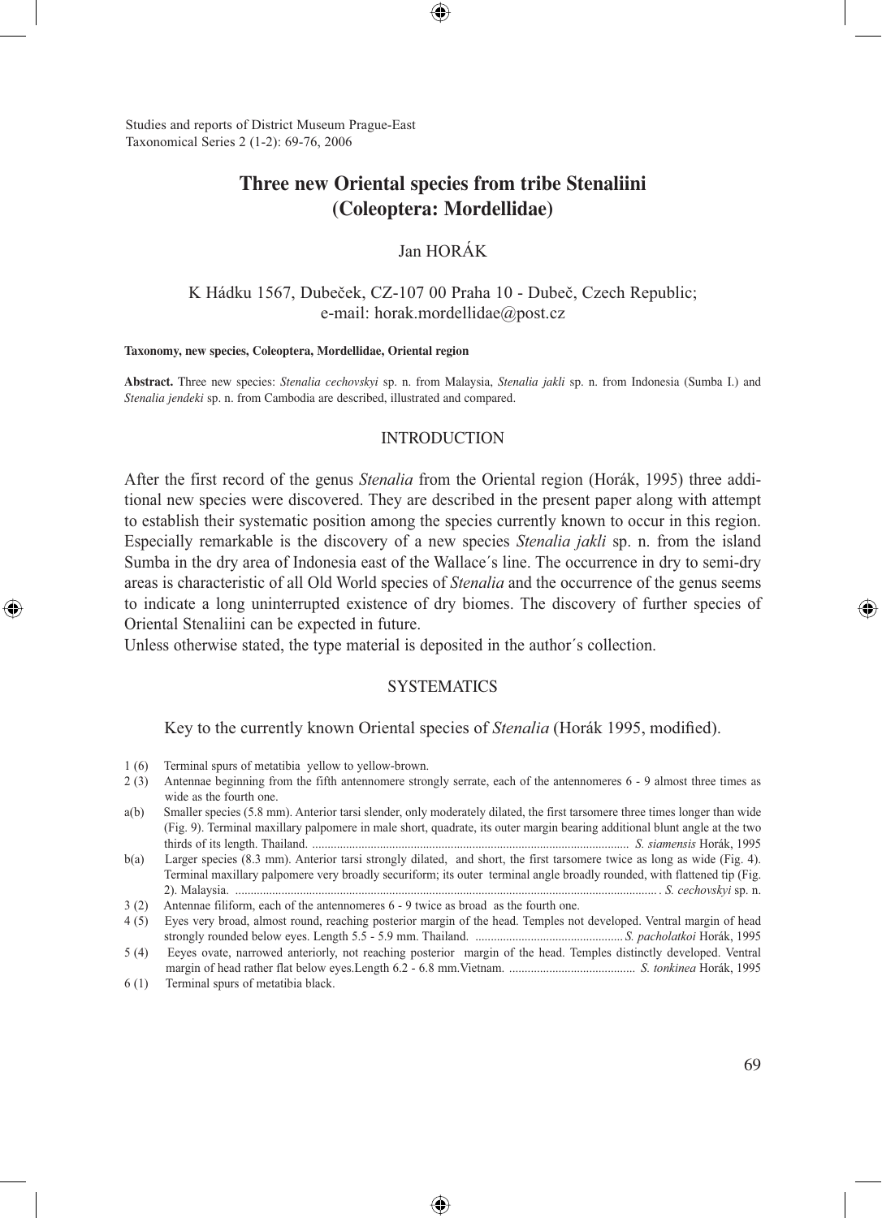Studies and reports of District Museum Prague-East
Taxonomical Series 2 (1-2): 69-76, 2006

# Three new Oriental species from tribe Stenaliini (Coleoptera: Mordellidae)

Jan HORÁK

K Hádku 1567, Dubeček, CZ-107 00 Praha 10 - Dubeč, Czech Republic;
e-mail: horak.mordellidae@post.cz

**Taxonomy, new species, Coleoptera, Mordellidae, Oriental region**

**Abstract.** Three new species: *Stenalia cechovskyi* sp. n. from Malaysia, *Stenalia jakli* sp. n. from Indonesia (Sumba I.) and *Stenalia jendeki* sp. n. from Cambodia are described, illustrated and compared.

## INTRODUCTION

After the first record of the genus *Stenalia* from the Oriental region (Horák, 1995) three additional new species were discovered. They are described in the present paper along with attempt to establish their systematic position among the species currently known to occur in this region. Especially remarkable is the discovery of a new species *Stenalia jakli* sp. n. from the island Sumba in the dry area of Indonesia east of the Wallace´s line. The occurrence in dry to semi-dry areas is characteristic of all Old World species of *Stenalia* and the occurrence of the genus seems to indicate a long uninterrupted existence of dry biomes. The discovery of further species of Oriental Stenaliini can be expected in future.

Unless otherwise stated, the type material is deposited in the author´s collection.

## SYSTEMATICS

### Key to the currently known Oriental species of *Stenalia* (Horák 1995, modified).

1 (6) Terminal spurs of metatibia yellow to yellow-brown.

2 (3) Antennae beginning from the fifth antennomere strongly serrate, each of the antennomeres 6 - 9 almost three times as wide as the fourth one.

a(b) Smaller species (5.8 mm). Anterior tarsi slender, only moderately dilated, the first tarsomere three times longer than wide (Fig. 9). Terminal maxillary palpomere in male short, quadrate, its outer margin bearing additional blunt angle at the two thirds of its length. Thailand. .......... *S. siamensis* Horák, 1995

b(a) Larger species (8.3 mm). Anterior tarsi strongly dilated, and short, the first tarsomere twice as long as wide (Fig. 4). Terminal maxillary palpomere very broadly securiform; its outer terminal angle broadly rounded, with flattened tip (Fig. 2). Malaysia. .......... *S. cechovskyi* sp. n.

3 (2) Antennae filiform, each of the antennomeres 6 - 9 twice as broad as the fourth one.

4 (5) Eyes very broad, almost round, reaching posterior margin of the head. Temples not developed. Ventral margin of head strongly rounded below eyes. Length 5.5 - 5.9 mm. Thailand. .......... *S. pacholatkoi* Horák, 1995

5 (4) Eeyes ovate, narrowed anteriorly, not reaching posterior margin of the head. Temples distinctly developed. Ventral margin of head rather flat below eyes.Length 6.2 - 6.8 mm.Vietnam. .......... *S. tonkinea* Horák, 1995

6 (1) Terminal spurs of metatibia black.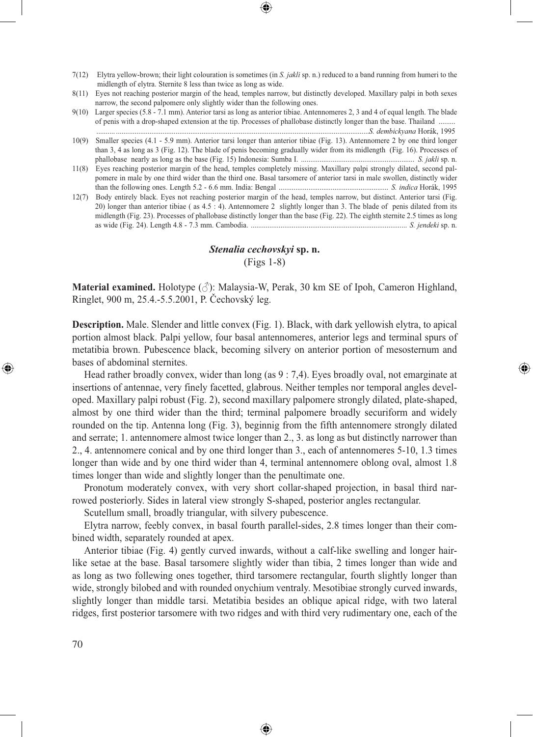7(12) Elytra yellow-brown; their light colouration is sometimes (in *S. jakli* sp. n.) reduced to a band running from humeri to the midlength of elytra. Sternite 8 less than twice as long as wide.

8(11) Eyes not reaching posterior margin of the head, temples narrow, but distinctly developed. Maxillary palpi in both sexes narrow, the second palpomere only slightly wider than the following ones.

9(10) Larger species (5.8 - 7.1 mm). Anterior tarsi as long as anterior tibiae. Antennomeres 2, 3 and 4 of equal length. The blade of penis with a drop-shaped extension at the tip. Processes of phallobase distinctly longer than the base. Thailand ........................................................................................................................................... *S. dembickyana* Horák, 1995

10(9) Smaller species (4.1 - 5.9 mm). Anterior tarsi longer than anterior tibiae (Fig. 13). Antennomere 2 by one third longer than 3, 4 as long as 3 (Fig. 12). The blade of penis becoming gradually wider from its midlength (Fig. 16). Processes of phallobase nearly as long as the base (Fig. 15) Indonesia: Sumba I. ............................................................ *S. jakli* sp. n.

11(8) Eyes reaching posterior margin of the head, temples completely missing. Maxillary palpi strongly dilated, second palpomere in male by one third wider than the third one. Basal tarsomere of anterior tarsi in male swollen, distinctly wider than the following ones. Length 5.2 - 6.6 mm. India: Bengal .......................................................... *S. indica* Horák, 1995

12(7) Body entirely black. Eyes not reaching posterior margin of the head, temples narrow, but distinct. Anterior tarsi (Fig. 20) longer than anterior tibiae ( as 4.5 : 4). Antennomere 2 slightly longer than 3. The blade of penis dilated from its midlength (Fig. 23). Processes of phallobase distinctly longer than the base (Fig. 22). The eighth sternite 2.5 times as long as wide (Fig. 24). Length 4.8 - 7.3 mm. Cambodia. .................................................................................. *S. jendeki* sp. n.

## *Stenalia cechovskyi* sp. n.
(Figs 1-8)

**Material examined.** Holotype (♂): Malaysia-W, Perak, 30 km SE of Ipoh, Cameron Highland, Ringlet, 900 m, 25.4.-5.5.2001, P. Čechovský leg.

**Description.** Male. Slender and little convex (Fig. 1). Black, with dark yellowish elytra, to apical portion almost black. Palpi yellow, four basal antennomeres, anterior legs and terminal spurs of metatibia brown. Pubescence black, becoming silvery on anterior portion of mesosternum and bases of abdominal sternites.

Head rather broadly convex, wider than long (as 9 : 7,4). Eyes broadly oval, not emarginate at insertions of antennae, very finely facetted, glabrous. Neither temples nor temporal angles developed. Maxillary palpi robust (Fig. 2), second maxillary palpomere strongly dilated, plate-shaped, almost by one third wider than the third; terminal palpomere broadly securiform and widely rounded on the tip. Antenna long (Fig. 3), beginnig from the fifth antennomere strongly dilated and serrate; 1. antennomere almost twice longer than 2., 3. as long as but distinctly narrower than 2., 4. antennomere conical and by one third longer than 3., each of antennomeres 5-10, 1.3 times longer than wide and by one third wider than 4, terminal antennomere oblong oval, almost 1.8 times longer than wide and slightly longer than the penultimate one.

Pronotum moderately convex, with very short collar-shaped projection, in basal third narrowed posteriorly. Sides in lateral view strongly S-shaped, posterior angles rectangular.

Scutellum small, broadly triangular, with silvery pubescence.

Elytra narrow, feebly convex, in basal fourth parallel-sides, 2.8 times longer than their combined width, separately rounded at apex.

Anterior tibiae (Fig. 4) gently curved inwards, without a calf-like swelling and longer hair-like setae at the base. Basal tarsomere slightly wider than tibia, 2 times longer than wide and as long as two follewing ones together, third tarsomere rectangular, fourth slightly longer than wide, strongly bilobed and with rounded onychium ventraly. Mesotibiae strongly curved inwards, slightly longer than middle tarsi. Metatibia besides an oblique apical ridge, with two lateral ridges, first posterior tarsomere with two ridges and with third very rudimentary one, each of the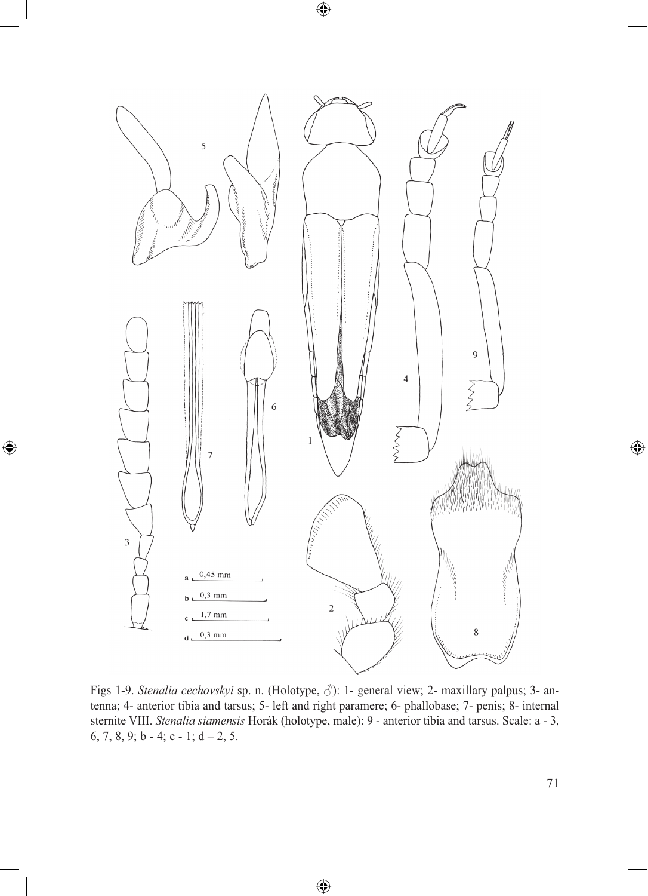Figs 1-9. *Stenalia cechovskyi* sp. n. (Holotype, ♂): 1- general view; 2- maxillary palpus; 3- antenna; 4- anterior tibia and tarsus; 5- left and right paramere; 6- phallobase; 7- penis; 8- internal sternite VIII. *Stenalia siamensis* Horák (holotype, male): 9 - anterior tibia and tarsus. Scale: a - 3, 6, 7, 8, 9; b - 4; c - 1; d – 2, 5.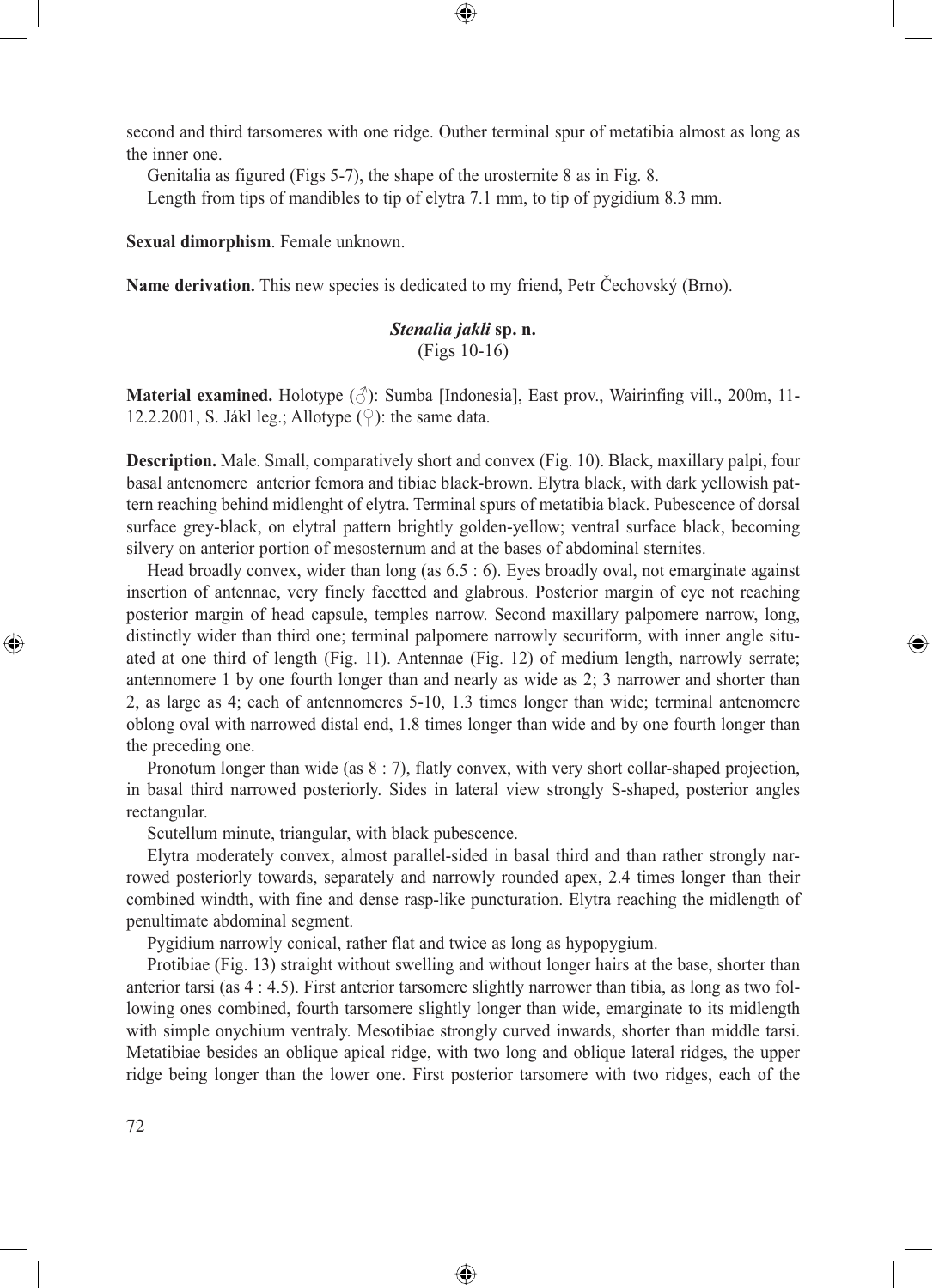second and third tarsomeres with one ridge. Outher terminal spur of metatibia almost as long as the inner one.

Genitalia as figured (Figs 5-7), the shape of the urosternite 8 as in Fig. 8.

Length from tips of mandibles to tip of elytra 7.1 mm, to tip of pygidium 8.3 mm.

**Sexual dimorphism**. Female unknown.

**Name derivation.** This new species is dedicated to my friend, Petr Čechovský (Brno).

### ***Stenalia jakli*** **sp. n.**
(Figs 10-16)

**Material examined.** Holotype (♂): Sumba [Indonesia], East prov., Wairinfing vill., 200m, 11-12.2.2001, S. Jákl leg.; Allotype (♀): the same data.

**Description.** Male. Small, comparatively short and convex (Fig. 10). Black, maxillary palpi, four basal antenomere anterior femora and tibiae black-brown. Elytra black, with dark yellowish pattern reaching behind midlenght of elytra. Terminal spurs of metatibia black. Pubescence of dorsal surface grey-black, on elytral pattern brightly golden-yellow; ventral surface black, becoming silvery on anterior portion of mesosternum and at the bases of abdominal sternites.

Head broadly convex, wider than long (as 6.5 : 6). Eyes broadly oval, not emarginate against insertion of antennae, very finely facetted and glabrous. Posterior margin of eye not reaching posterior margin of head capsule, temples narrow. Second maxillary palpomere narrow, long, distinctly wider than third one; terminal palpomere narrowly securiform, with inner angle situated at one third of length (Fig. 11). Antennae (Fig. 12) of medium length, narrowly serrate; antennomere 1 by one fourth longer than and nearly as wide as 2; 3 narrower and shorter than 2, as large as 4; each of antennomeres 5-10, 1.3 times longer than wide; terminal antenomere oblong oval with narrowed distal end, 1.8 times longer than wide and by one fourth longer than the preceding one.

Pronotum longer than wide (as 8 : 7), flatly convex, with very short collar-shaped projection, in basal third narrowed posteriorly. Sides in lateral view strongly S-shaped, posterior angles rectangular.

Scutellum minute, triangular, with black pubescence.

Elytra moderately convex, almost parallel-sided in basal third and than rather strongly narrowed posteriorly towards, separately and narrowly rounded apex, 2.4 times longer than their combined windth, with fine and dense rasp-like puncturation. Elytra reaching the midlength of penultimate abdominal segment.

Pygidium narrowly conical, rather flat and twice as long as hypopygium.

Protibiae (Fig. 13) straight without swelling and without longer hairs at the base, shorter than anterior tarsi (as 4 : 4.5). First anterior tarsomere slightly narrower than tibia, as long as two following ones combined, fourth tarsomere slightly longer than wide, emarginate to its midlength with simple onychium ventraly. Mesotibiae strongly curved inwards, shorter than middle tarsi. Metatibiae besides an oblique apical ridge, with two long and oblique lateral ridges, the upper ridge being longer than the lower one. First posterior tarsomere with two ridges, each of the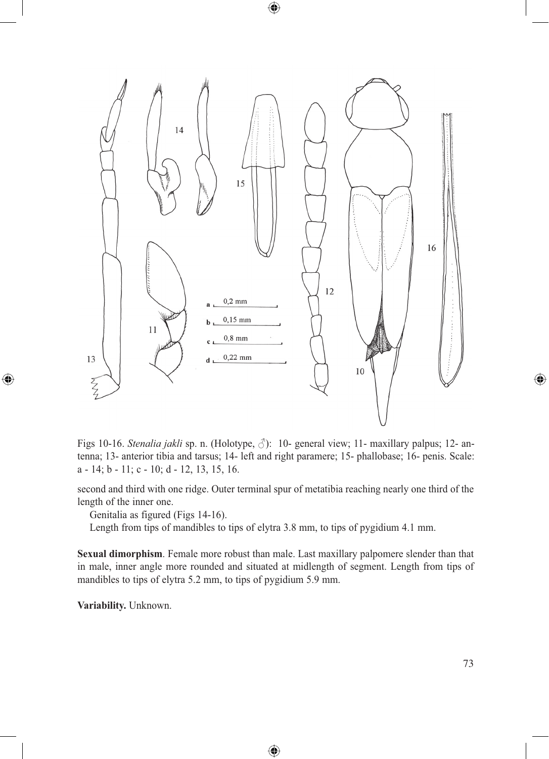Figs 10-16. *Stenalia jakli* sp. n. (Holotype, ♂): 10- general view; 11- maxillary palpus; 12- antenna; 13- anterior tibia and tarsus; 14- left and right paramere; 15- phallobase; 16- penis. Scale: a - 14; b - 11; c - 10; d - 12, 13, 15, 16.

second and third with one ridge. Outer terminal spur of metatibia reaching nearly one third of the length of the inner one.

Genitalia as figured (Figs 14-16).

Length from tips of mandibles to tips of elytra 3.8 mm, to tips of pygidium 4.1 mm.

**Sexual dimorphism**. Female more robust than male. Last maxillary palpomere slender than that in male, inner angle more rounded and situated at midlength of segment. Length from tips of mandibles to tips of elytra 5.2 mm, to tips of pygidium 5.9 mm.

**Variability.** Unknown.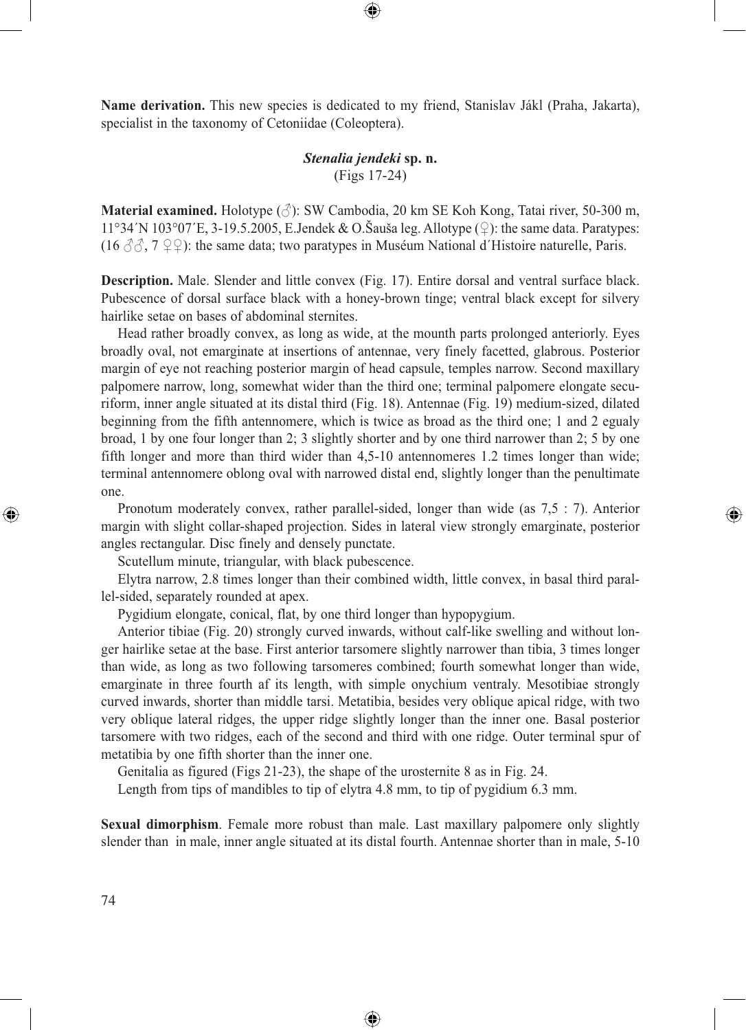**Name derivation.** This new species is dedicated to my friend, Stanislav Jákl (Praha, Jakarta), specialist in the taxonomy of Cetoniidae (Coleoptera).

### *Stenalia jendeki* sp. n.

(Figs 17-24)

**Material examined.** Holotype (♂): SW Cambodia, 20 km SE Koh Kong, Tatai river, 50-300 m, 11°34´N 103°07´E, 3-19.5.2005, E.Jendek & O.Šauša leg. Allotype (♀): the same data. Paratypes: (16 ♂♂, 7 ♀♀): the same data; two paratypes in Muséum National d´Histoire naturelle, Paris.

**Description.** Male. Slender and little convex (Fig. 17). Entire dorsal and ventral surface black. Pubescence of dorsal surface black with a honey-brown tinge; ventral black except for silvery hairlike setae on bases of abdominal sternites.

Head rather broadly convex, as long as wide, at the mounth parts prolonged anteriorly. Eyes broadly oval, not emarginate at insertions of antennae, very finely facetted, glabrous. Posterior margin of eye not reaching posterior margin of head capsule, temples narrow. Second maxillary palpomere narrow, long, somewhat wider than the third one; terminal palpomere elongate securiform, inner angle situated at its distal third (Fig. 18). Antennae (Fig. 19) medium-sized, dilated beginning from the fifth antennomere, which is twice as broad as the third one; 1 and 2 egualy broad, 1 by one four longer than 2; 3 slightly shorter and by one third narrower than 2; 5 by one fifth longer and more than third wider than 4,5-10 antennomeres 1.2 times longer than wide; terminal antennomere oblong oval with narrowed distal end, slightly longer than the penultimate one.

Pronotum moderately convex, rather parallel-sided, longer than wide (as 7,5 : 7). Anterior margin with slight collar-shaped projection. Sides in lateral view strongly emarginate, posterior angles rectangular. Disc finely and densely punctate.

Scutellum minute, triangular, with black pubescence.

Elytra narrow, 2.8 times longer than their combined width, little convex, in basal third parallel-sided, separately rounded at apex.

Pygidium elongate, conical, flat, by one third longer than hypopygium.

Anterior tibiae (Fig. 20) strongly curved inwards, without calf-like swelling and without longer hairlike setae at the base. First anterior tarsomere slightly narrower than tibia, 3 times longer than wide, as long as two following tarsomeres combined; fourth somewhat longer than wide, emarginate in three fourth af its length, with simple onychium ventraly. Mesotibiae strongly curved inwards, shorter than middle tarsi. Metatibia, besides very oblique apical ridge, with two very oblique lateral ridges, the upper ridge slightly longer than the inner one. Basal posterior tarsomere with two ridges, each of the second and third with one ridge. Outer terminal spur of metatibia by one fifth shorter than the inner one.

Genitalia as figured (Figs 21-23), the shape of the urosternite 8 as in Fig. 24.

Length from tips of mandibles to tip of elytra 4.8 mm, to tip of pygidium 6.3 mm.

**Sexual dimorphism**. Female more robust than male. Last maxillary palpomere only slightly slender than in male, inner angle situated at its distal fourth. Antennae shorter than in male, 5-10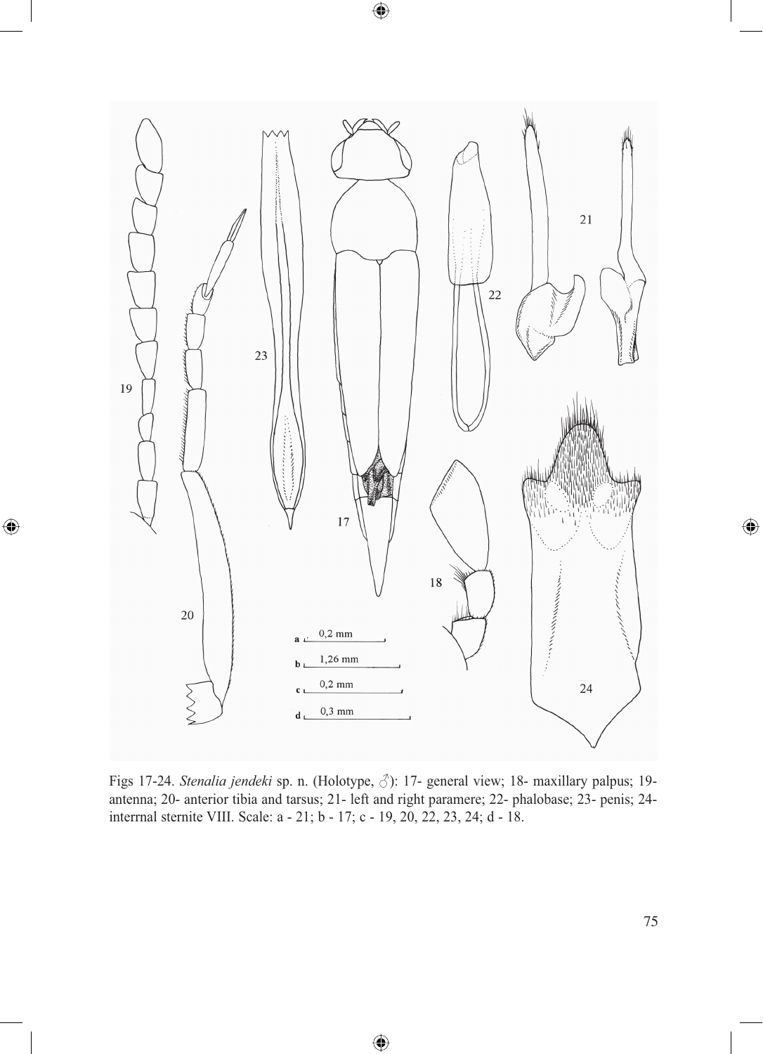Figs 17-24. *Stenalia jendeki* sp. n. (Holotype, ♂): 17- general view; 18- maxillary palpus; 19- antenna; 20- anterior tibia and tarsus; 21- left and right paramere; 22- phalobase; 23- penis; 24- interrnal sternite VIII. Scale: a - 21; b - 17; c - 19, 20, 22, 23, 24; d - 18.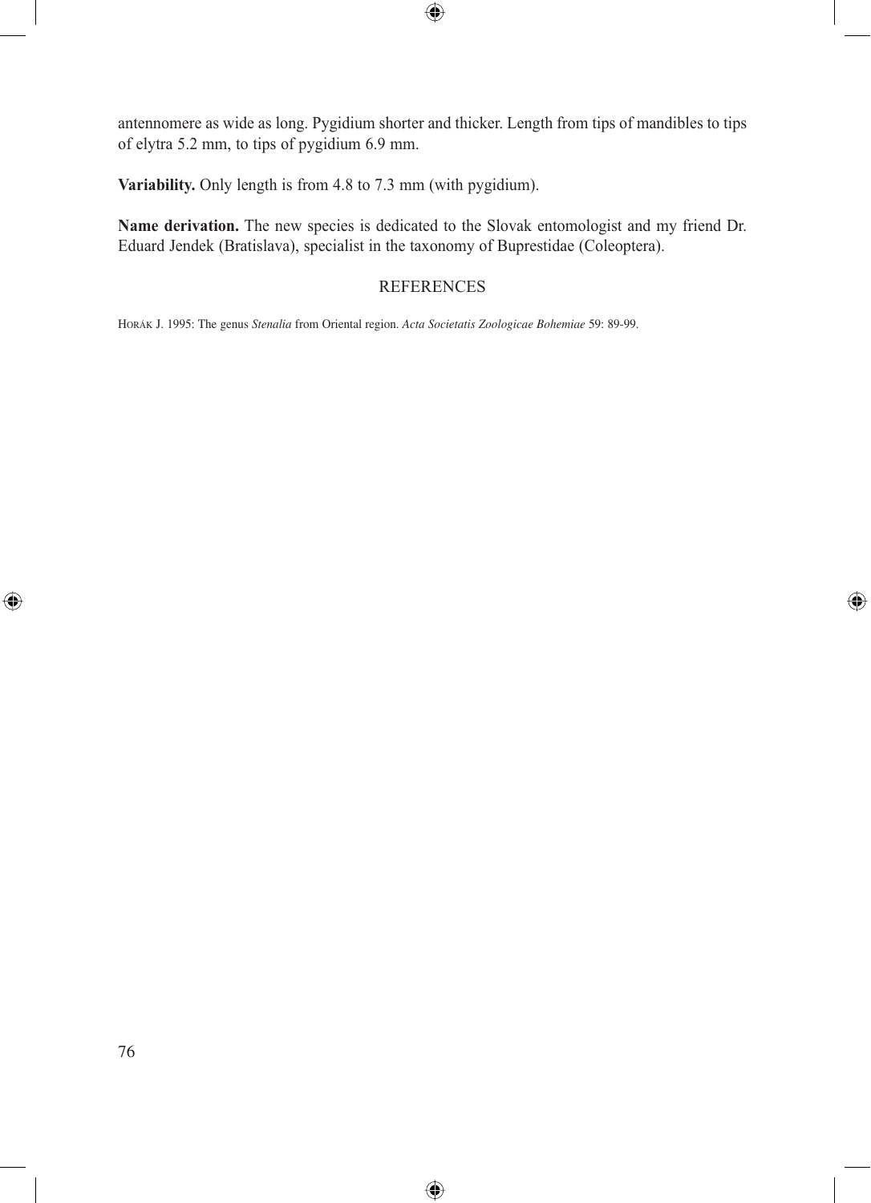antennomere as wide as long. Pygidium shorter and thicker. Length from tips of mandibles to tips of elytra 5.2 mm, to tips of pygidium 6.9 mm.

**Variability.** Only length is from 4.8 to 7.3 mm (with pygidium).

**Name derivation.** The new species is dedicated to the Slovak entomologist and my friend Dr. Eduard Jendek (Bratislava), specialist in the taxonomy of Buprestidae (Coleoptera).

## REFERENCES

Horák J. 1995: The genus *Stenalia* from Oriental region. *Acta Societatis Zoologicae Bohemiae* 59: 89-99.